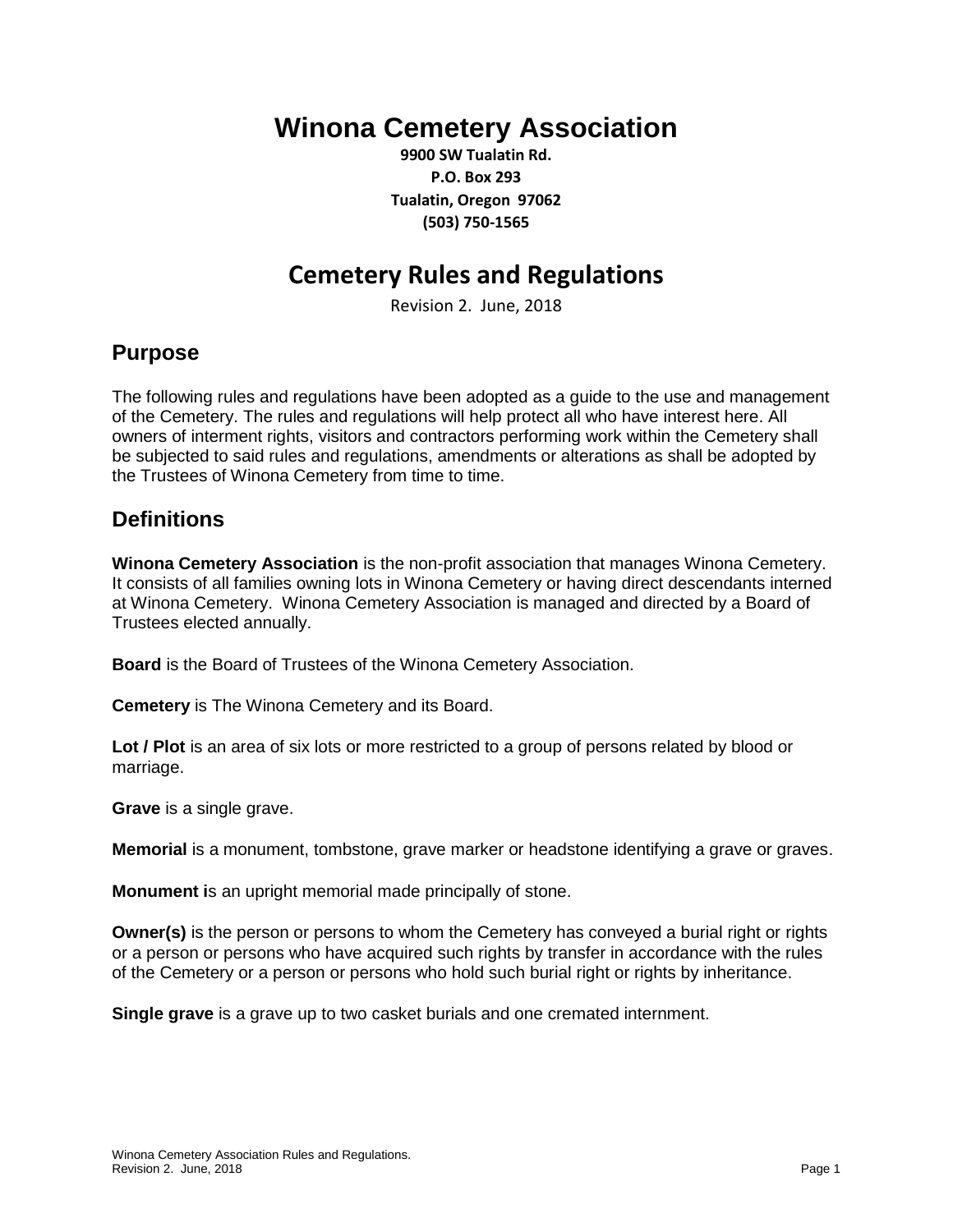# Winona Cemetery Association

**9900 SW Tualatin Rd.**
**P.O. Box 293**
**Tualatin, Oregon 97062**
**(503) 750-1565**

# Cemetery Rules and Regulations

Revision 2. June, 2018

## Purpose

The following rules and regulations have been adopted as a guide to the use and management of the Cemetery. The rules and regulations will help protect all who have interest here. All owners of interment rights, visitors and contractors performing work within the Cemetery shall be subjected to said rules and regulations, amendments or alterations as shall be adopted by the Trustees of Winona Cemetery from time to time.

## Definitions

**Winona Cemetery Association** is the non-profit association that manages Winona Cemetery. It consists of all families owning lots in Winona Cemetery or having direct descendants interned at Winona Cemetery. Winona Cemetery Association is managed and directed by a Board of Trustees elected annually.

**Board** is the Board of Trustees of the Winona Cemetery Association.

**Cemetery** is The Winona Cemetery and its Board.

**Lot / Plot** is an area of six lots or more restricted to a group of persons related by blood or marriage.

**Grave** is a single grave.

**Memorial** is a monument, tombstone, grave marker or headstone identifying a grave or graves.

**Monument i**s an upright memorial made principally of stone.

**Owner(s)** is the person or persons to whom the Cemetery has conveyed a burial right or rights or a person or persons who have acquired such rights by transfer in accordance with the rules of the Cemetery or a person or persons who hold such burial right or rights by inheritance.

**Single grave** is a grave up to two casket burials and one cremated internment.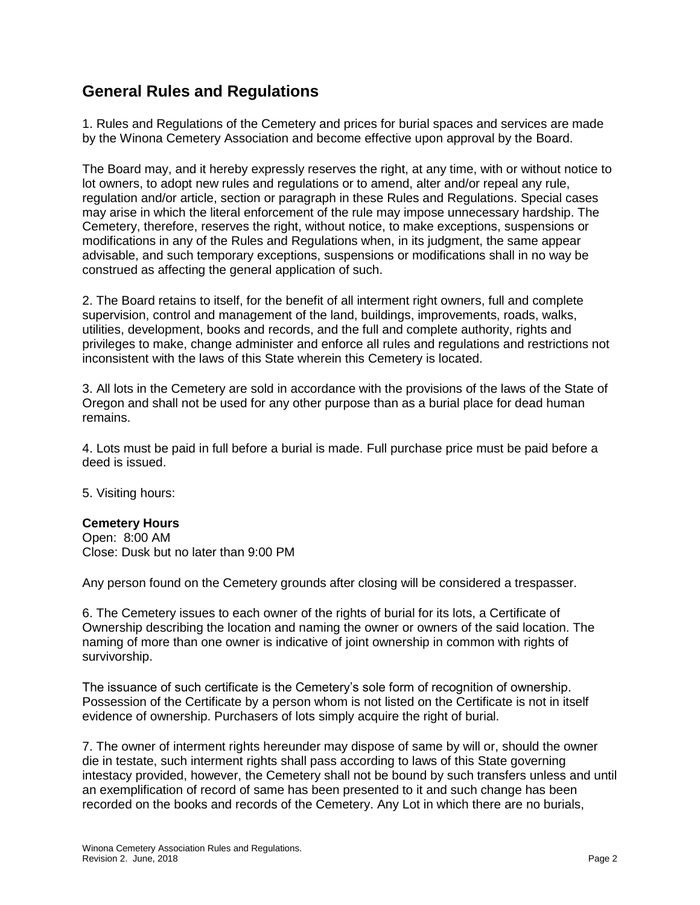## General Rules and Regulations

1. Rules and Regulations of the Cemetery and prices for burial spaces and services are made by the Winona Cemetery Association and become effective upon approval by the Board.

The Board may, and it hereby expressly reserves the right, at any time, with or without notice to lot owners, to adopt new rules and regulations or to amend, alter and/or repeal any rule, regulation and/or article, section or paragraph in these Rules and Regulations. Special cases may arise in which the literal enforcement of the rule may impose unnecessary hardship. The Cemetery, therefore, reserves the right, without notice, to make exceptions, suspensions or modifications in any of the Rules and Regulations when, in its judgment, the same appear advisable, and such temporary exceptions, suspensions or modifications shall in no way be construed as affecting the general application of such.

2. The Board retains to itself, for the benefit of all interment right owners, full and complete supervision, control and management of the land, buildings, improvements, roads, walks, utilities, development, books and records, and the full and complete authority, rights and privileges to make, change administer and enforce all rules and regulations and restrictions not inconsistent with the laws of this State wherein this Cemetery is located.

3. All lots in the Cemetery are sold in accordance with the provisions of the laws of the State of Oregon and shall not be used for any other purpose than as a burial place for dead human remains.

4. Lots must be paid in full before a burial is made. Full purchase price must be paid before a deed is issued.

5. Visiting hours:

**Cemetery Hours**
Open: 8:00 AM
Close: Dusk but no later than 9:00 PM

Any person found on the Cemetery grounds after closing will be considered a trespasser.

6. The Cemetery issues to each owner of the rights of burial for its lots, a Certificate of Ownership describing the location and naming the owner or owners of the said location. The naming of more than one owner is indicative of joint ownership in common with rights of survivorship.

The issuance of such certificate is the Cemetery's sole form of recognition of ownership. Possession of the Certificate by a person whom is not listed on the Certificate is not in itself evidence of ownership. Purchasers of lots simply acquire the right of burial.

7. The owner of interment rights hereunder may dispose of same by will or, should the owner die in testate, such interment rights shall pass according to laws of this State governing intestacy provided, however, the Cemetery shall not be bound by such transfers unless and until an exemplification of record of same has been presented to it and such change has been recorded on the books and records of the Cemetery. Any Lot in which there are no burials,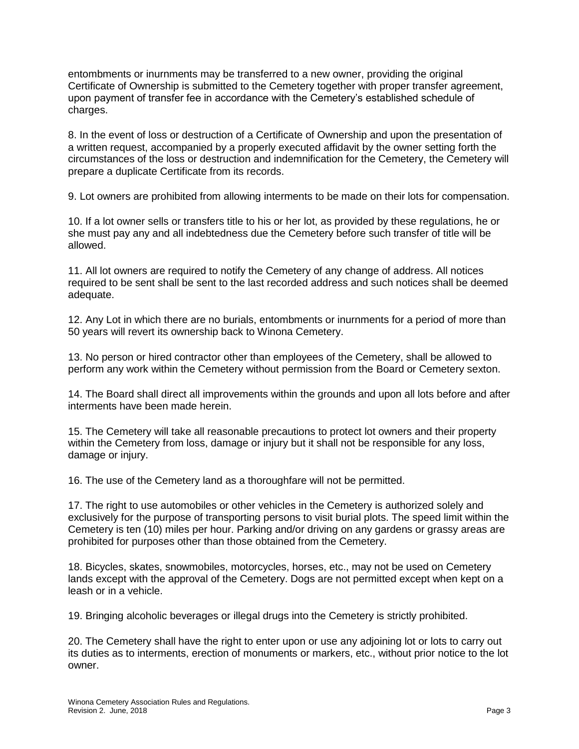entombments or inurnments may be transferred to a new owner, providing the original Certificate of Ownership is submitted to the Cemetery together with proper transfer agreement, upon payment of transfer fee in accordance with the Cemetery's established schedule of charges.

8. In the event of loss or destruction of a Certificate of Ownership and upon the presentation of a written request, accompanied by a properly executed affidavit by the owner setting forth the circumstances of the loss or destruction and indemnification for the Cemetery, the Cemetery will prepare a duplicate Certificate from its records.

9. Lot owners are prohibited from allowing interments to be made on their lots for compensation.

10. If a lot owner sells or transfers title to his or her lot, as provided by these regulations, he or she must pay any and all indebtedness due the Cemetery before such transfer of title will be allowed.

11. All lot owners are required to notify the Cemetery of any change of address. All notices required to be sent shall be sent to the last recorded address and such notices shall be deemed adequate.

12. Any Lot in which there are no burials, entombments or inurnments for a period of more than 50 years will revert its ownership back to Winona Cemetery.

13. No person or hired contractor other than employees of the Cemetery, shall be allowed to perform any work within the Cemetery without permission from the Board or Cemetery sexton.

14. The Board shall direct all improvements within the grounds and upon all lots before and after interments have been made herein.

15. The Cemetery will take all reasonable precautions to protect lot owners and their property within the Cemetery from loss, damage or injury but it shall not be responsible for any loss, damage or injury.

16. The use of the Cemetery land as a thoroughfare will not be permitted.

17. The right to use automobiles or other vehicles in the Cemetery is authorized solely and exclusively for the purpose of transporting persons to visit burial plots. The speed limit within the Cemetery is ten (10) miles per hour. Parking and/or driving on any gardens or grassy areas are prohibited for purposes other than those obtained from the Cemetery.

18. Bicycles, skates, snowmobiles, motorcycles, horses, etc., may not be used on Cemetery lands except with the approval of the Cemetery. Dogs are not permitted except when kept on a leash or in a vehicle.

19. Bringing alcoholic beverages or illegal drugs into the Cemetery is strictly prohibited.

20. The Cemetery shall have the right to enter upon or use any adjoining lot or lots to carry out its duties as to interments, erection of monuments or markers, etc., without prior notice to the lot owner.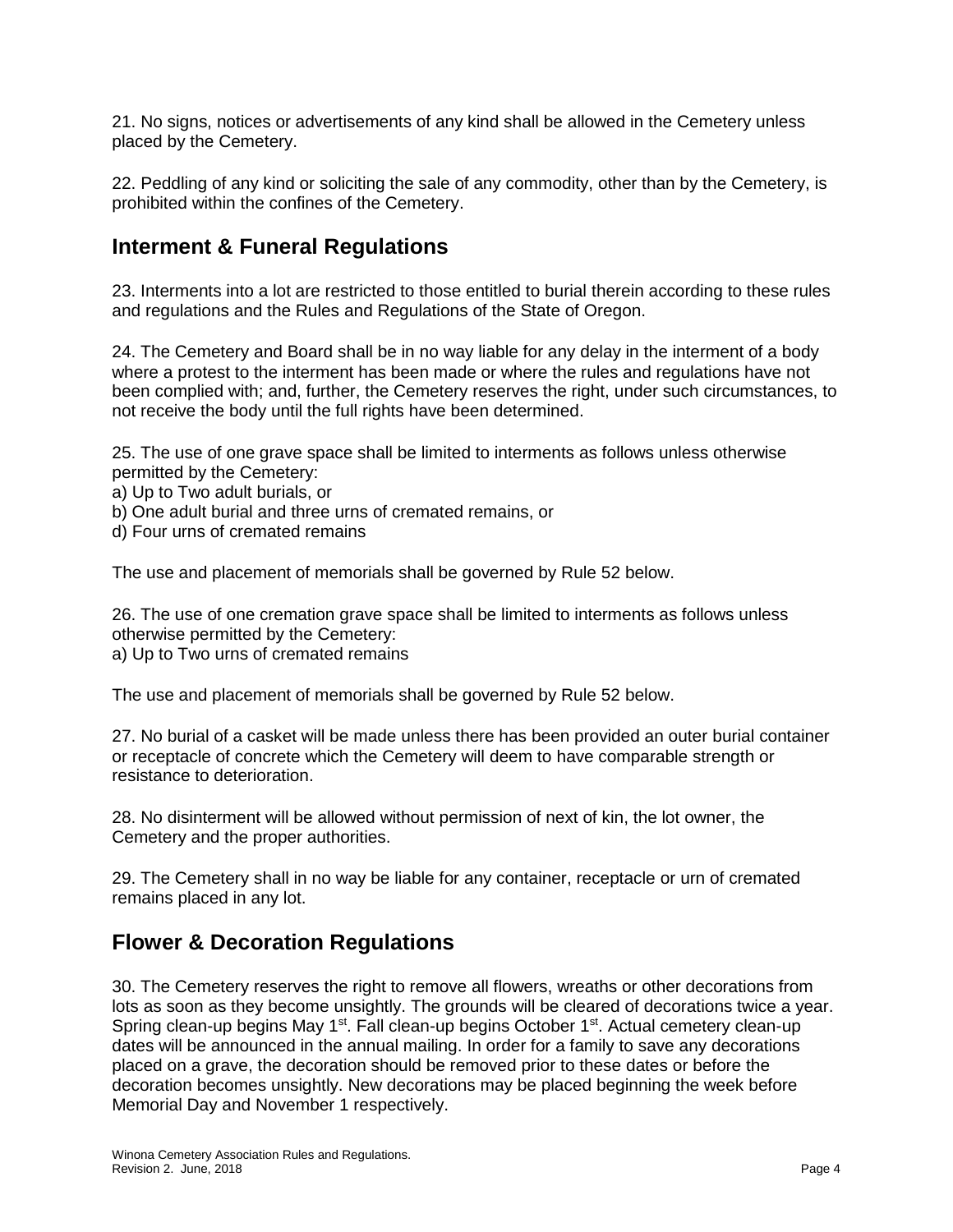21. No signs, notices or advertisements of any kind shall be allowed in the Cemetery unless placed by the Cemetery.

22. Peddling of any kind or soliciting the sale of any commodity, other than by the Cemetery, is prohibited within the confines of the Cemetery.

## Interment & Funeral Regulations

23. Interments into a lot are restricted to those entitled to burial therein according to these rules and regulations and the Rules and Regulations of the State of Oregon.

24. The Cemetery and Board shall be in no way liable for any delay in the interment of a body where a protest to the interment has been made or where the rules and regulations have not been complied with; and, further, the Cemetery reserves the right, under such circumstances, to not receive the body until the full rights have been determined.

25. The use of one grave space shall be limited to interments as follows unless otherwise permitted by the Cemetery:
a) Up to Two adult burials, or
b) One adult burial and three urns of cremated remains, or
d) Four urns of cremated remains

The use and placement of memorials shall be governed by Rule 52 below.

26. The use of one cremation grave space shall be limited to interments as follows unless otherwise permitted by the Cemetery:
a) Up to Two urns of cremated remains

The use and placement of memorials shall be governed by Rule 52 below.

27. No burial of a casket will be made unless there has been provided an outer burial container or receptacle of concrete which the Cemetery will deem to have comparable strength or resistance to deterioration.

28. No disinterment will be allowed without permission of next of kin, the lot owner, the Cemetery and the proper authorities.

29. The Cemetery shall in no way be liable for any container, receptacle or urn of cremated remains placed in any lot.

## Flower & Decoration Regulations

30. The Cemetery reserves the right to remove all flowers, wreaths or other decorations from lots as soon as they become unsightly. The grounds will be cleared of decorations twice a year. Spring clean-up begins May 1st. Fall clean-up begins October 1st. Actual cemetery clean-up dates will be announced in the annual mailing. In order for a family to save any decorations placed on a grave, the decoration should be removed prior to these dates or before the decoration becomes unsightly. New decorations may be placed beginning the week before Memorial Day and November 1 respectively.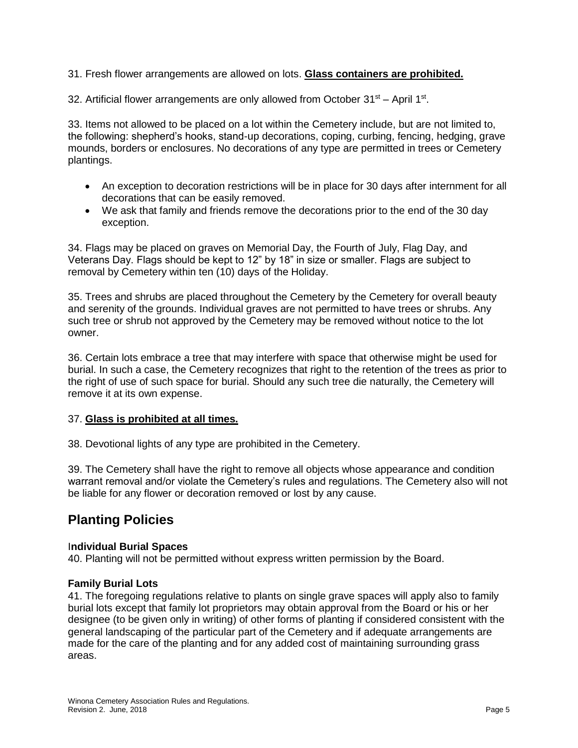31. Fresh flower arrangements are allowed on lots. **Glass containers are prohibited.**

32. Artificial flower arrangements are only allowed from October 31st – April 1st.

33. Items not allowed to be placed on a lot within the Cemetery include, but are not limited to, the following: shepherd's hooks, stand-up decorations, coping, curbing, fencing, hedging, grave mounds, borders or enclosures. No decorations of any type are permitted in trees or Cemetery plantings.

- An exception to decoration restrictions will be in place for 30 days after internment for all decorations that can be easily removed.
- We ask that family and friends remove the decorations prior to the end of the 30 day exception.

34. Flags may be placed on graves on Memorial Day, the Fourth of July, Flag Day, and Veterans Day. Flags should be kept to 12" by 18" in size or smaller. Flags are subject to removal by Cemetery within ten (10) days of the Holiday.

35. Trees and shrubs are placed throughout the Cemetery by the Cemetery for overall beauty and serenity of the grounds. Individual graves are not permitted to have trees or shrubs. Any such tree or shrub not approved by the Cemetery may be removed without notice to the lot owner.

36. Certain lots embrace a tree that may interfere with space that otherwise might be used for burial. In such a case, the Cemetery recognizes that right to the retention of the trees as prior to the right of use of such space for burial. Should any such tree die naturally, the Cemetery will remove it at its own expense.

37. **Glass is prohibited at all times.**

38. Devotional lights of any type are prohibited in the Cemetery.

39. The Cemetery shall have the right to remove all objects whose appearance and condition warrant removal and/or violate the Cemetery's rules and regulations. The Cemetery also will not be liable for any flower or decoration removed or lost by any cause.

## Planting Policies

**Individual Burial Spaces**

40. Planting will not be permitted without express written permission by the Board.

**Family Burial Lots**

41. The foregoing regulations relative to plants on single grave spaces will apply also to family burial lots except that family lot proprietors may obtain approval from the Board or his or her designee (to be given only in writing) of other forms of planting if considered consistent with the general landscaping of the particular part of the Cemetery and if adequate arrangements are made for the care of the planting and for any added cost of maintaining surrounding grass areas.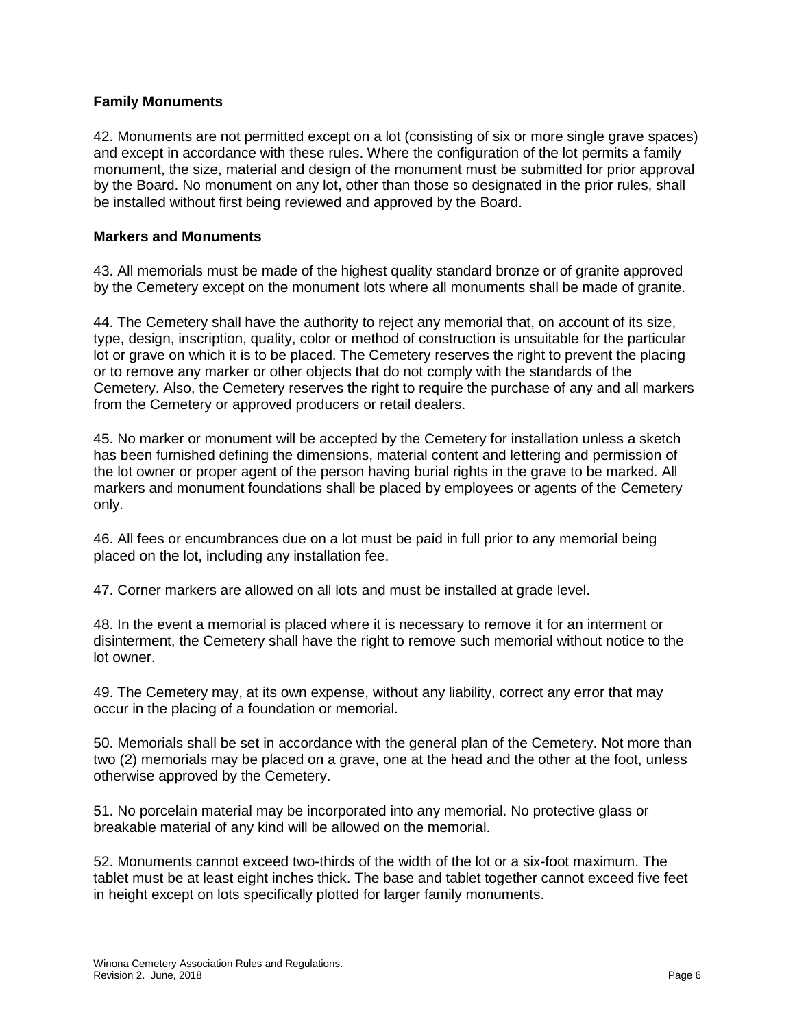**Family Monuments**

42. Monuments are not permitted except on a lot (consisting of six or more single grave spaces) and except in accordance with these rules. Where the configuration of the lot permits a family monument, the size, material and design of the monument must be submitted for prior approval by the Board. No monument on any lot, other than those so designated in the prior rules, shall be installed without first being reviewed and approved by the Board.

**Markers and Monuments**

43. All memorials must be made of the highest quality standard bronze or of granite approved by the Cemetery except on the monument lots where all monuments shall be made of granite.

44. The Cemetery shall have the authority to reject any memorial that, on account of its size, type, design, inscription, quality, color or method of construction is unsuitable for the particular lot or grave on which it is to be placed. The Cemetery reserves the right to prevent the placing or to remove any marker or other objects that do not comply with the standards of the Cemetery. Also, the Cemetery reserves the right to require the purchase of any and all markers from the Cemetery or approved producers or retail dealers.

45. No marker or monument will be accepted by the Cemetery for installation unless a sketch has been furnished defining the dimensions, material content and lettering and permission of the lot owner or proper agent of the person having burial rights in the grave to be marked. All markers and monument foundations shall be placed by employees or agents of the Cemetery only.

46. All fees or encumbrances due on a lot must be paid in full prior to any memorial being placed on the lot, including any installation fee.

47. Corner markers are allowed on all lots and must be installed at grade level.

48. In the event a memorial is placed where it is necessary to remove it for an interment or disinterment, the Cemetery shall have the right to remove such memorial without notice to the lot owner.

49. The Cemetery may, at its own expense, without any liability, correct any error that may occur in the placing of a foundation or memorial.

50. Memorials shall be set in accordance with the general plan of the Cemetery. Not more than two (2) memorials may be placed on a grave, one at the head and the other at the foot, unless otherwise approved by the Cemetery.

51. No porcelain material may be incorporated into any memorial. No protective glass or breakable material of any kind will be allowed on the memorial.

52. Monuments cannot exceed two-thirds of the width of the lot or a six-foot maximum. The tablet must be at least eight inches thick. The base and tablet together cannot exceed five feet in height except on lots specifically plotted for larger family monuments.